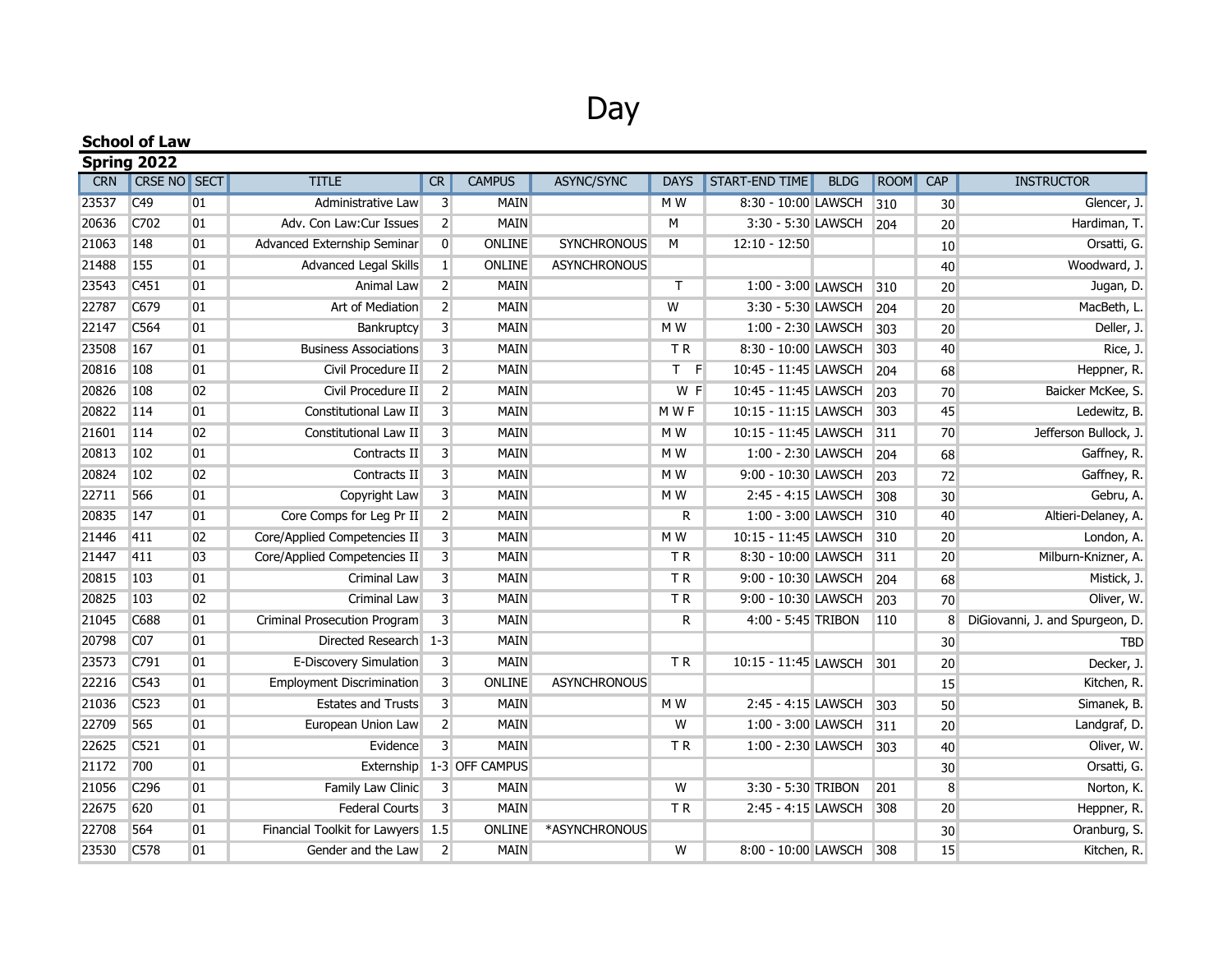# Day

## School of Law

### Spring 2022

| CRN | CRSE NO | SECT | TITLE | CR | CAMPUS | ASYNC/SYNC | DAYS | START-END TIME | BLDG | ROOM | CAP | INSTRUCTOR |
|---|---|---|---|---|---|---|---|---|---|---|---|---|
| 23537 | C49 | 01 | Administrative Law | 3 | MAIN | | M W | 8:30 - 10:00 | LAWSCH | 310 | 30 | Glencer, J. |
| 20636 | C702 | 01 | Adv. Con Law:Cur Issues | 2 | MAIN | | M | 3:30 - 5:30 | LAWSCH | 204 | 20 | Hardiman, T. |
| 21063 | 148 | 01 | Advanced Externship Seminar | 0 | ONLINE | SYNCHRONOUS | M | 12:10 - 12:50 | | | 10 | Orsatti, G. |
| 21488 | 155 | 01 | Advanced Legal Skills | 1 | ONLINE | ASYNCHRONOUS | | | | | 40 | Woodward, J. |
| 23543 | C451 | 01 | Animal Law | 2 | MAIN | | T | 1:00 - 3:00 | LAWSCH | 310 | 20 | Jugan, D. |
| 22787 | C679 | 01 | Art of Mediation | 2 | MAIN | | W | 3:30 - 5:30 | LAWSCH | 204 | 20 | MacBeth, L. |
| 22147 | C564 | 01 | Bankruptcy | 3 | MAIN | | M W | 1:00 - 2:30 | LAWSCH | 303 | 20 | Deller, J. |
| 23508 | 167 | 01 | Business Associations | 3 | MAIN | | T R | 8:30 - 10:00 | LAWSCH | 303 | 40 | Rice, J. |
| 20816 | 108 | 01 | Civil Procedure II | 2 | MAIN | | T F | 10:45 - 11:45 | LAWSCH | 204 | 68 | Heppner, R. |
| 20826 | 108 | 02 | Civil Procedure II | 2 | MAIN | | W F | 10:45 - 11:45 | LAWSCH | 203 | 70 | Baicker McKee, S. |
| 20822 | 114 | 01 | Constitutional Law II | 3 | MAIN | | M W F | 10:15 - 11:15 | LAWSCH | 303 | 45 | Ledewitz, B. |
| 21601 | 114 | 02 | Constitutional Law II | 3 | MAIN | | M W | 10:15 - 11:45 | LAWSCH | 311 | 70 | Jefferson Bullock, J. |
| 20813 | 102 | 01 | Contracts II | 3 | MAIN | | M W | 1:00 - 2:30 | LAWSCH | 204 | 68 | Gaffney, R. |
| 20824 | 102 | 02 | Contracts II | 3 | MAIN | | M W | 9:00 - 10:30 | LAWSCH | 203 | 72 | Gaffney, R. |
| 22711 | 566 | 01 | Copyright Law | 3 | MAIN | | M W | 2:45 - 4:15 | LAWSCH | 308 | 30 | Gebru, A. |
| 20835 | 147 | 01 | Core Comps for Leg Pr II | 2 | MAIN | | R | 1:00 - 3:00 | LAWSCH | 310 | 40 | Altieri-Delaney, A. |
| 21446 | 411 | 02 | Core/Applied Competencies II | 3 | MAIN | | M W | 10:15 - 11:45 | LAWSCH | 310 | 20 | London, A. |
| 21447 | 411 | 03 | Core/Applied Competencies II | 3 | MAIN | | T R | 8:30 - 10:00 | LAWSCH | 311 | 20 | Milburn-Knizner, A. |
| 20815 | 103 | 01 | Criminal Law | 3 | MAIN | | T R | 9:00 - 10:30 | LAWSCH | 204 | 68 | Mistick, J. |
| 20825 | 103 | 02 | Criminal Law | 3 | MAIN | | T R | 9:00 - 10:30 | LAWSCH | 203 | 70 | Oliver, W. |
| 21045 | C688 | 01 | Criminal Prosecution Program | 3 | MAIN | | R | 4:00 - 5:45 | TRIBON | 110 | 8 | DiGiovanni, J. and Spurgeon, D. |
| 20798 | C07 | 01 | Directed Research | 1-3 | MAIN | | | | | | 30 | TBD |
| 23573 | C791 | 01 | E-Discovery Simulation | 3 | MAIN | | T R | 10:15 - 11:45 | LAWSCH | 301 | 20 | Decker, J. |
| 22216 | C543 | 01 | Employment Discrimination | 3 | ONLINE | ASYNCHRONOUS | | | | | 15 | Kitchen, R. |
| 21036 | C523 | 01 | Estates and Trusts | 3 | MAIN | | M W | 2:45 - 4:15 | LAWSCH | 303 | 50 | Simanek, B. |
| 22709 | 565 | 01 | European Union Law | 2 | MAIN | | W | 1:00 - 3:00 | LAWSCH | 311 | 20 | Landgraf, D. |
| 22625 | C521 | 01 | Evidence | 3 | MAIN | | T R | 1:00 - 2:30 | LAWSCH | 303 | 40 | Oliver, W. |
| 21172 | 700 | 01 | Externship | 1-3 | OFF CAMPUS | | | | | | 30 | Orsatti, G. |
| 21056 | C296 | 01 | Family Law Clinic | 3 | MAIN | | W | 3:30 - 5:30 | TRIBON | 201 | 8 | Norton, K. |
| 22675 | 620 | 01 | Federal Courts | 3 | MAIN | | T R | 2:45 - 4:15 | LAWSCH | 308 | 20 | Heppner, R. |
| 22708 | 564 | 01 | Financial Toolkit for Lawyers | 1.5 | ONLINE | *ASYNCHRONOUS | | | | | 30 | Oranburg, S. |
| 23530 | C578 | 01 | Gender and the Law | 2 | MAIN | | W | 8:00 - 10:00 | LAWSCH | 308 | 15 | Kitchen, R. |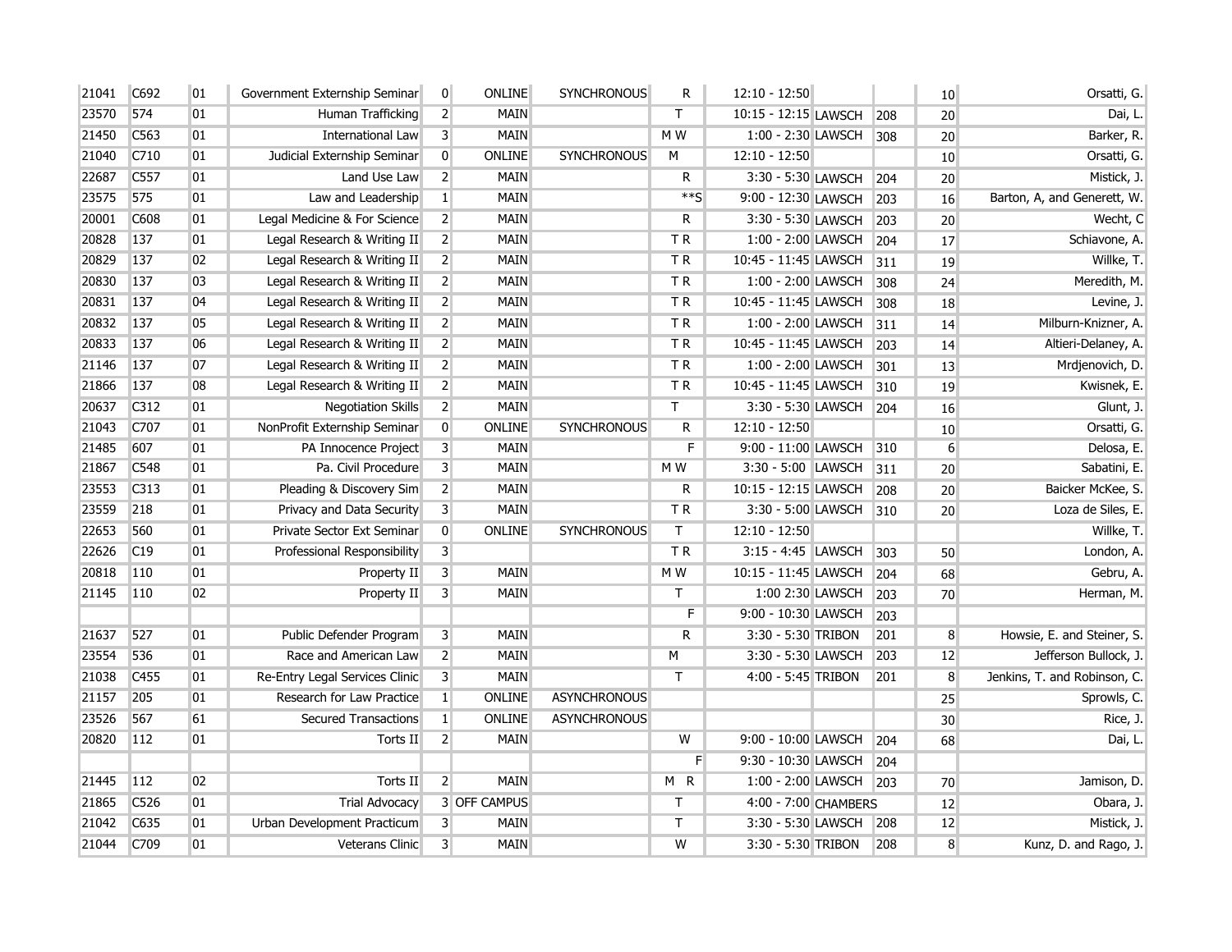| | | | | | | | | | | | | |
|---|---|---|---|---|---|---|---|---|---|---|---|---|
| 21041 | C692 | 01 | Government Externship Seminar | 0 | ONLINE | SYNCHRONOUS | R | 12:10 - 12:50 | | | 10 | Orsatti, G. |
| 23570 | 574 | 01 | Human Trafficking | 2 | MAIN | | T | 10:15 - 12:15 | LAWSCH | 208 | 20 | Dai, L. |
| 21450 | C563 | 01 | International Law | 3 | MAIN | | M W | 1:00 - 2:30 | LAWSCH | 308 | 20 | Barker, R. |
| 21040 | C710 | 01 | Judicial Externship Seminar | 0 | ONLINE | SYNCHRONOUS | M | 12:10 - 12:50 | | | 10 | Orsatti, G. |
| 22687 | C557 | 01 | Land Use Law | 2 | MAIN | | R | 3:30 - 5:30 | LAWSCH | 204 | 20 | Mistick, J. |
| 23575 | 575 | 01 | Law and Leadership | 1 | MAIN | | **S | 9:00 - 12:30 | LAWSCH | 203 | 16 | Barton, A, and Generett, W. |
| 20001 | C608 | 01 | Legal Medicine & For Science | 2 | MAIN | | R | 3:30 - 5:30 | LAWSCH | 203 | 20 | Wecht, C |
| 20828 | 137 | 01 | Legal Research & Writing II | 2 | MAIN | | T R | 1:00 - 2:00 | LAWSCH | 204 | 17 | Schiavone, A. |
| 20829 | 137 | 02 | Legal Research & Writing II | 2 | MAIN | | T R | 10:45 - 11:45 | LAWSCH | 311 | 19 | Willke, T. |
| 20830 | 137 | 03 | Legal Research & Writing II | 2 | MAIN | | T R | 1:00 - 2:00 | LAWSCH | 308 | 24 | Meredith, M. |
| 20831 | 137 | 04 | Legal Research & Writing II | 2 | MAIN | | T R | 10:45 - 11:45 | LAWSCH | 308 | 18 | Levine, J. |
| 20832 | 137 | 05 | Legal Research & Writing II | 2 | MAIN | | T R | 1:00 - 2:00 | LAWSCH | 311 | 14 | Milburn-Knizner, A. |
| 20833 | 137 | 06 | Legal Research & Writing II | 2 | MAIN | | T R | 10:45 - 11:45 | LAWSCH | 203 | 14 | Altieri-Delaney, A. |
| 21146 | 137 | 07 | Legal Research & Writing II | 2 | MAIN | | T R | 1:00 - 2:00 | LAWSCH | 301 | 13 | Mrdjenovich, D. |
| 21866 | 137 | 08 | Legal Research & Writing II | 2 | MAIN | | T R | 10:45 - 11:45 | LAWSCH | 310 | 19 | Kwisnek, E. |
| 20637 | C312 | 01 | Negotiation Skills | 2 | MAIN | | T | 3:30 - 5:30 | LAWSCH | 204 | 16 | Glunt, J. |
| 21043 | C707 | 01 | NonProfit Externship Seminar | 0 | ONLINE | SYNCHRONOUS | R | 12:10 - 12:50 | | | 10 | Orsatti, G. |
| 21485 | 607 | 01 | PA Innocence Project | 3 | MAIN | | F | 9:00 - 11:00 | LAWSCH | 310 | 6 | Delosa, E. |
| 21867 | C548 | 01 | Pa. Civil Procedure | 3 | MAIN | | M W | 3:30 - 5:00 | LAWSCH | 311 | 20 | Sabatini, E. |
| 23553 | C313 | 01 | Pleading & Discovery Sim | 2 | MAIN | | R | 10:15 - 12:15 | LAWSCH | 208 | 20 | Baicker McKee, S. |
| 23559 | 218 | 01 | Privacy and Data Security | 3 | MAIN | | T R | 3:30 - 5:00 | LAWSCH | 310 | 20 | Loza de Siles, E. |
| 22653 | 560 | 01 | Private Sector Ext Seminar | 0 | ONLINE | SYNCHRONOUS | T | 12:10 - 12:50 | | | | Willke, T. |
| 22626 | C19 | 01 | Professional Responsibility | 3 | | | T R | 3:15 - 4:45 | LAWSCH | 303 | 50 | London, A. |
| 20818 | 110 | 01 | Property II | 3 | MAIN | | M W | 10:15 - 11:45 | LAWSCH | 204 | 68 | Gebru, A. |
| 21145 | 110 | 02 | Property II | 3 | MAIN | | T | 1:00 2:30 | LAWSCH | 203 | 70 | Herman, M. |
| | | | | | | | F | 9:00 - 10:30 | LAWSCH | 203 | | |
| 21637 | 527 | 01 | Public Defender Program | 3 | MAIN | | R | 3:30 - 5:30 | TRIBON | 201 | 8 | Howsie, E. and Steiner, S. |
| 23554 | 536 | 01 | Race and American Law | 2 | MAIN | | M | 3:30 - 5:30 | LAWSCH | 203 | 12 | Jefferson Bullock, J. |
| 21038 | C455 | 01 | Re-Entry Legal Services Clinic | 3 | MAIN | | T | 4:00 - 5:45 | TRIBON | 201 | 8 | Jenkins, T. and Robinson, C. |
| 21157 | 205 | 01 | Research for Law Practice | 1 | ONLINE | ASYNCHRONOUS | | | | | 25 | Sprowls, C. |
| 23526 | 567 | 61 | Secured Transactions | 1 | ONLINE | ASYNCHRONOUS | | | | | 30 | Rice, J. |
| 20820 | 112 | 01 | Torts II | 2 | MAIN | | W | 9:00 - 10:00 | LAWSCH | 204 | 68 | Dai, L. |
| | | | | | | | F | 9:30 - 10:30 | LAWSCH | 204 | | |
| 21445 | 112 | 02 | Torts II | 2 | MAIN | | M R | 1:00 - 2:00 | LAWSCH | 203 | 70 | Jamison, D. |
| 21865 | C526 | 01 | Trial Advocacy | 3 | OFF CAMPUS | | T | 4:00 - 7:00 | CHAMBERS | | 12 | Obara, J. |
| 21042 | C635 | 01 | Urban Development Practicum | 3 | MAIN | | T | 3:30 - 5:30 | LAWSCH | 208 | 12 | Mistick, J. |
| 21044 | C709 | 01 | Veterans Clinic | 3 | MAIN | | W | 3:30 - 5:30 | TRIBON | 208 | 8 | Kunz, D. and Rago, J. |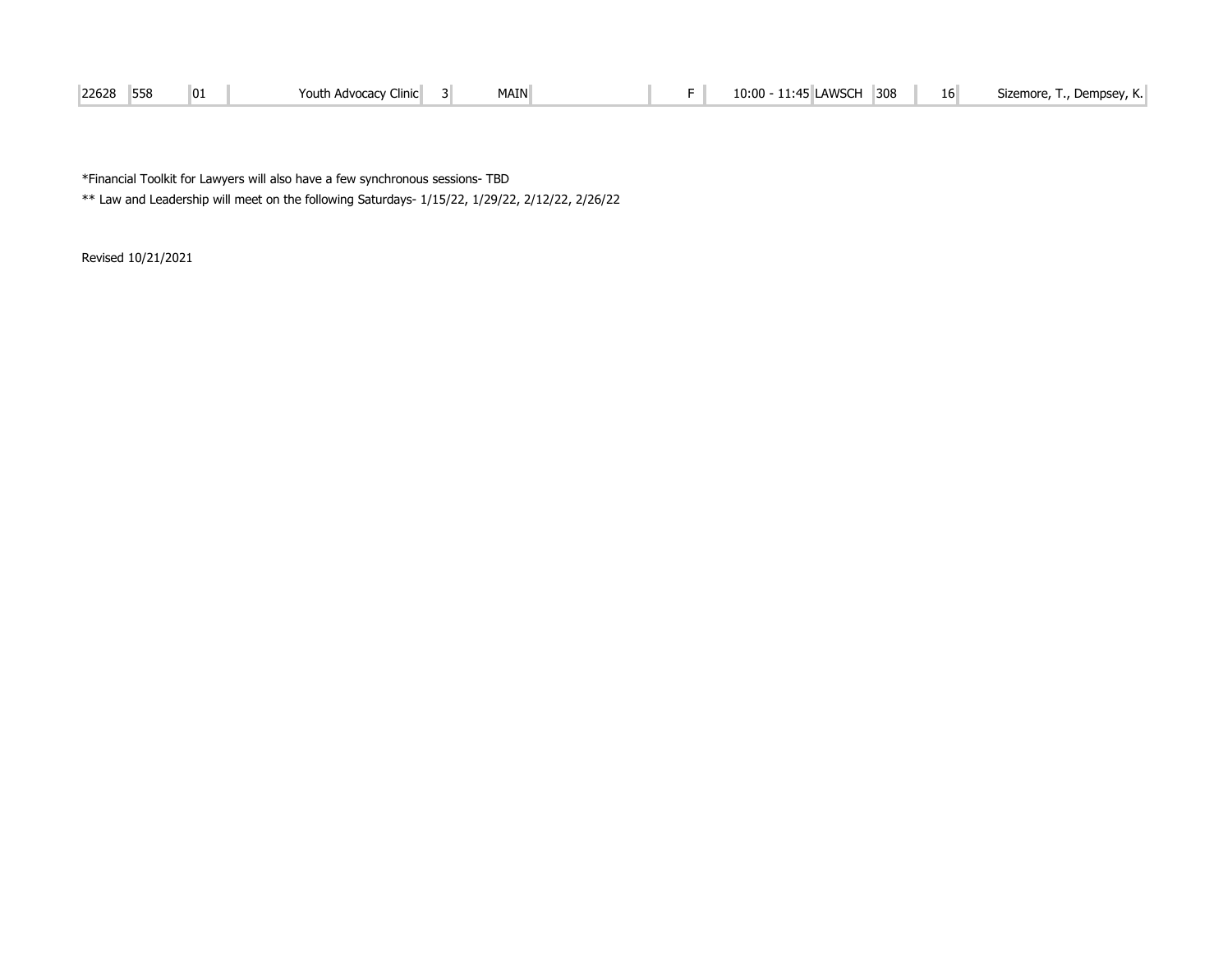| | | | | | | | | | | | | |
|---|---|---|---|---|---|---|---|---|---|---|---|---|
| 22628 | 558 | 01 | Youth Advocacy Clinic | 3 | MAIN | | F | 10:00 - 11:45 | LAWSCH | 308 | 16 | Sizemore, T., Dempsey, K. |

*Financial Toolkit for Lawyers will also have a few synchronous sessions- TBD

** Law and Leadership will meet on the following Saturdays- 1/15/22, 1/29/22, 2/12/22, 2/26/22

Revised 10/21/2021